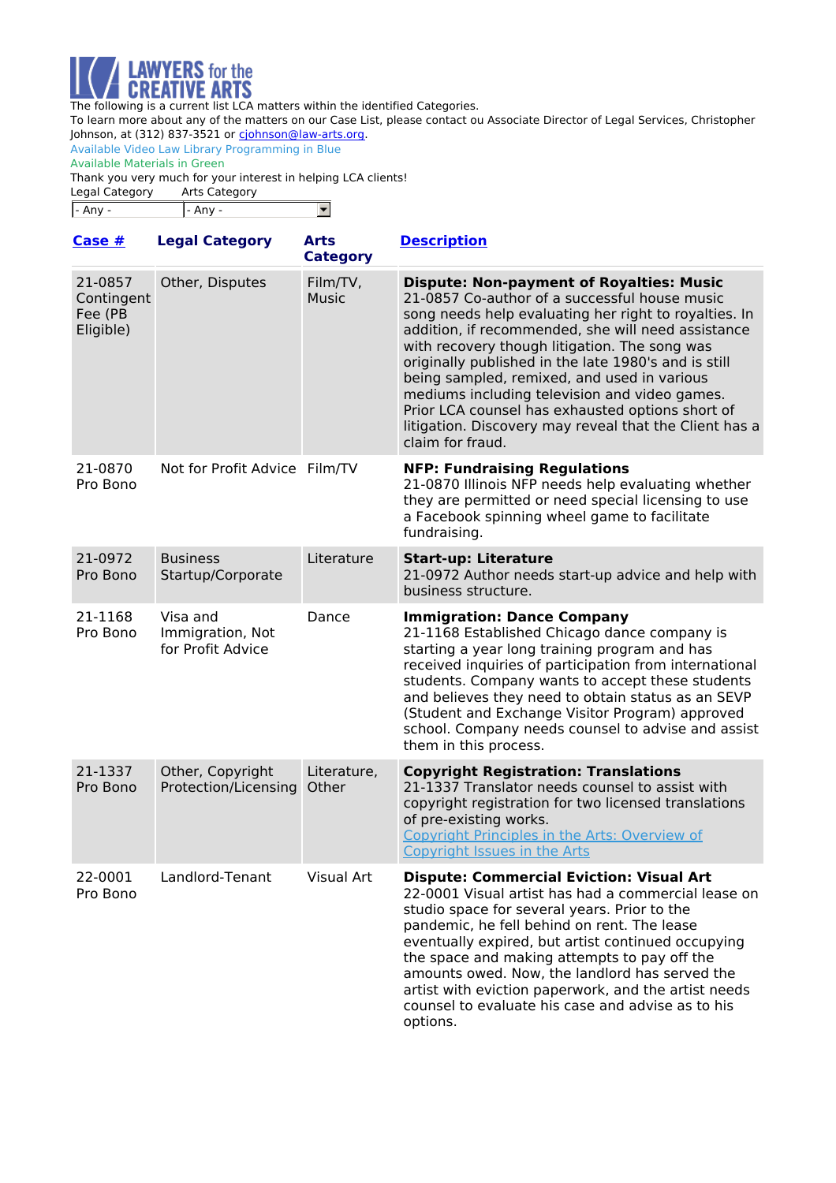# LAWYERS for the CREATIVE ARTS

The following is a current list LCA matters within the identified Categories.

To learn more about any of the matters on our Case List, please contact ou Associate Director of Legal Services, Christopher Johnson, at (312) 837-3521 or [cjohnson@law-arts.org](mailto:cjohnson@law-arts.org).

Available Video Law Library Programming in Blue

Available Materials in Green

Thank you very much for your interest in helping LCA clients!

Legal Category Arts Category

- Any - - Any -

| Case # | Legal Category | Arts Category | Description |
|---|---|---|---|
| 21-0857 Contingent Fee (PB Eligible) | Other, Disputes | Film/TV, Music | **Dispute: Non-payment of Royalties: Music** 21-0857 Co-author of a successful house music song needs help evaluating her right to royalties. In addition, if recommended, she will need assistance with recovery though litigation. The song was originally published in the late 1980's and is still being sampled, remixed, and used in various mediums including television and video games. Prior LCA counsel has exhausted options short of litigation. Discovery may reveal that the Client has a claim for fraud. |
| 21-0870 Pro Bono | Not for Profit Advice | Film/TV | **NFP: Fundraising Regulations** 21-0870 Illinois NFP needs help evaluating whether they are permitted or need special licensing to use a Facebook spinning wheel game to facilitate fundraising. |
| 21-0972 Pro Bono | Business Startup/Corporate | Literature | **Start-up: Literature** 21-0972 Author needs start-up advice and help with business structure. |
| 21-1168 Pro Bono | Visa and Immigration, Not for Profit Advice | Dance | **Immigration: Dance Company** 21-1168 Established Chicago dance company is starting a year long training program and has received inquiries of participation from international students. Company wants to accept these students and believes they need to obtain status as an SEVP (Student and Exchange Visitor Program) approved school. Company needs counsel to advise and assist them in this process. |
| 21-1337 Pro Bono | Other, Copyright Protection/Licensing | Literature, Other | **Copyright Registration: Translations** 21-1337 Translator needs counsel to assist with copyright registration for two licensed translations of pre-existing works. Copyright Principles in the Arts: Overview of Copyright Issues in the Arts |
| 22-0001 Pro Bono | Landlord-Tenant | Visual Art | **Dispute: Commercial Eviction: Visual Art** 22-0001 Visual artist has had a commercial lease on studio space for several years. Prior to the pandemic, he fell behind on rent. The lease eventually expired, but artist continued occupying the space and making attempts to pay off the amounts owed. Now, the landlord has served the artist with eviction paperwork, and the artist needs counsel to evaluate his case and advise as to his options. |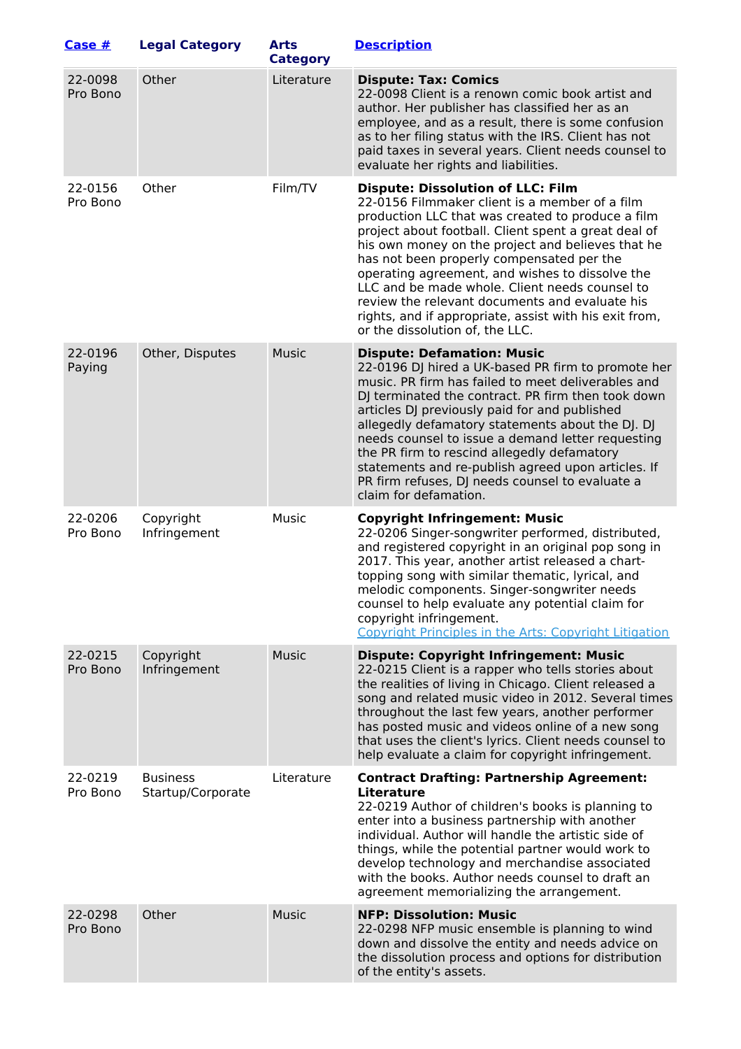| [Case #]() | Legal Category | Arts Category | [Description]() |
|---|---|---|---|
| 22-0098 Pro Bono | Other | Literature | **Dispute: Tax: Comics** 22-0098 Client is a renown comic book artist and author. Her publisher has classified her as an employee, and as a result, there is some confusion as to her filing status with the IRS. Client has not paid taxes in several years. Client needs counsel to evaluate her rights and liabilities. |
| 22-0156 Pro Bono | Other | Film/TV | **Dispute: Dissolution of LLC: Film** 22-0156 Filmmaker client is a member of a film production LLC that was created to produce a film project about football. Client spent a great deal of his own money on the project and believes that he has not been properly compensated per the operating agreement, and wishes to dissolve the LLC and be made whole. Client needs counsel to review the relevant documents and evaluate his rights, and if appropriate, assist with his exit from, or the dissolution of, the LLC. |
| 22-0196 Paying | Other, Disputes | Music | **Dispute: Defamation: Music** 22-0196 DJ hired a UK-based PR firm to promote her music. PR firm has failed to meet deliverables and DJ terminated the contract. PR firm then took down articles DJ previously paid for and published allegedly defamatory statements about the DJ. DJ needs counsel to issue a demand letter requesting the PR firm to rescind allegedly defamatory statements and re-publish agreed upon articles. If PR firm refuses, DJ needs counsel to evaluate a claim for defamation. |
| 22-0206 Pro Bono | Copyright Infringement | Music | **Copyright Infringement: Music** 22-0206 Singer-songwriter performed, distributed, and registered copyright in an original pop song in 2017. This year, another artist released a chart-topping song with similar thematic, lyrical, and melodic components. Singer-songwriter needs counsel to help evaluate any potential claim for copyright infringement. [Copyright Principles in the Arts: Copyright Litigation]() |
| 22-0215 Pro Bono | Copyright Infringement | Music | **Dispute: Copyright Infringement: Music** 22-0215 Client is a rapper who tells stories about the realities of living in Chicago. Client released a song and related music video in 2012. Several times throughout the last few years, another performer has posted music and videos online of a new song that uses the client's lyrics. Client needs counsel to help evaluate a claim for copyright infringement. |
| 22-0219 Pro Bono | Business Startup/Corporate | Literature | **Contract Drafting: Partnership Agreement: Literature** 22-0219 Author of children's books is planning to enter into a business partnership with another individual. Author will handle the artistic side of things, while the potential partner would work to develop technology and merchandise associated with the books. Author needs counsel to draft an agreement memorializing the arrangement. |
| 22-0298 Pro Bono | Other | Music | **NFP: Dissolution: Music** 22-0298 NFP music ensemble is planning to wind down and dissolve the entity and needs advice on the dissolution process and options for distribution of the entity's assets. |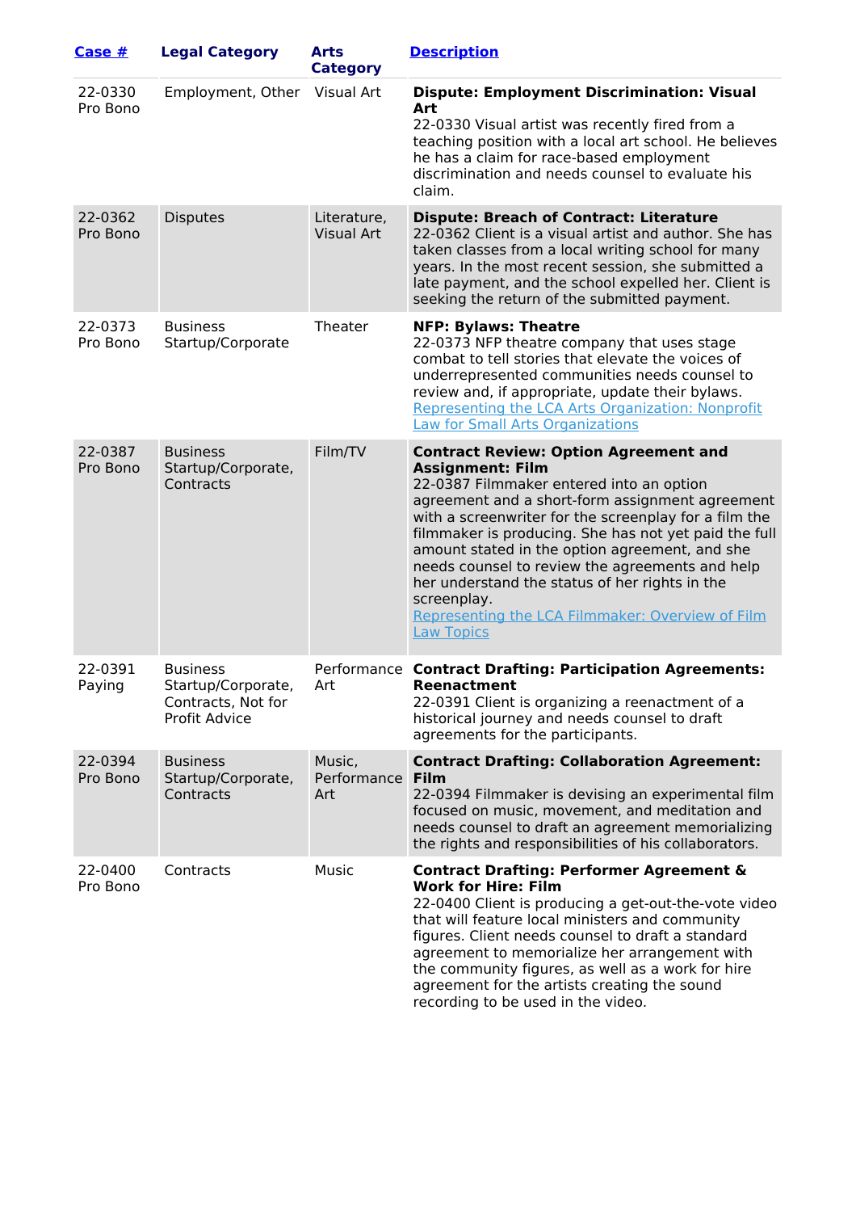| [Case #]() | Legal Category | Arts Category | [Description]() |
|---|---|---|---|
| 22-0330 Pro Bono | Employment, Other | Visual Art | **Dispute: Employment Discrimination: Visual Art**<br>22-0330 Visual artist was recently fired from a teaching position with a local art school. He believes he has a claim for race-based employment discrimination and needs counsel to evaluate his claim. |
| 22-0362 Pro Bono | Disputes | Literature, Visual Art | **Dispute: Breach of Contract: Literature**<br>22-0362 Client is a visual artist and author. She has taken classes from a local writing school for many years. In the most recent session, she submitted a late payment, and the school expelled her. Client is seeking the return of the submitted payment. |
| 22-0373 Pro Bono | Business Startup/Corporate | Theater | **NFP: Bylaws: Theatre**<br>22-0373 NFP theatre company that uses stage combat to tell stories that elevate the voices of underrepresented communities needs counsel to review and, if appropriate, update their bylaws.<br>[Representing the LCA Arts Organization: Nonprofit Law for Small Arts Organizations]() |
| 22-0387 Pro Bono | Business Startup/Corporate, Contracts | Film/TV | **Contract Review: Option Agreement and Assignment: Film**<br>22-0387 Filmmaker entered into an option agreement and a short-form assignment agreement with a screenwriter for the screenplay for a film the filmmaker is producing. She has not yet paid the full amount stated in the option agreement, and she needs counsel to review the agreements and help her understand the status of her rights in the screenplay.<br>[Representing the LCA Filmmaker: Overview of Film Law Topics]() |
| 22-0391 Paying | Business Startup/Corporate, Contracts, Not for Profit Advice | Performance Art | **Contract Drafting: Participation Agreements: Reenactment**<br>22-0391 Client is organizing a reenactment of a historical journey and needs counsel to draft agreements for the participants. |
| 22-0394 Pro Bono | Business Startup/Corporate, Contracts | Music, Performance Art | **Contract Drafting: Collaboration Agreement: Film**<br>22-0394 Filmmaker is devising an experimental film focused on music, movement, and meditation and needs counsel to draft an agreement memorializing the rights and responsibilities of his collaborators. |
| 22-0400 Pro Bono | Contracts | Music | **Contract Drafting: Performer Agreement & Work for Hire: Film**<br>22-0400 Client is producing a get-out-the-vote video that will feature local ministers and community figures. Client needs counsel to draft a standard agreement to memorialize her arrangement with the community figures, as well as a work for hire agreement for the artists creating the sound recording to be used in the video. |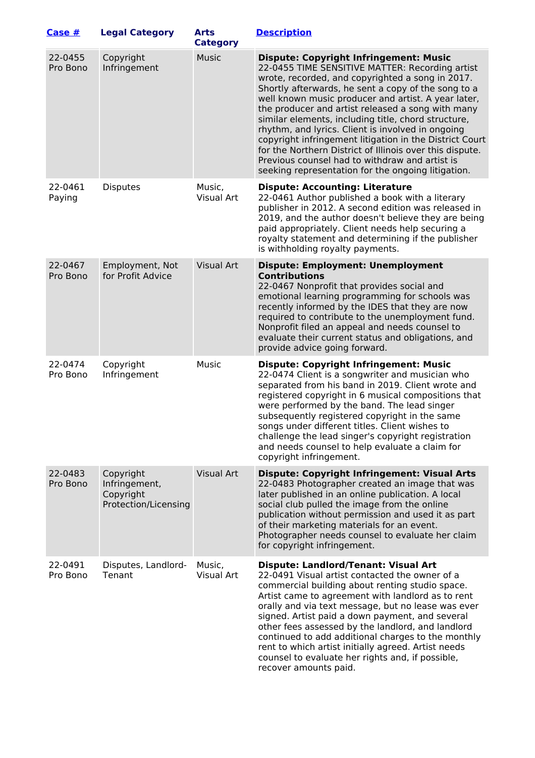| [Case #]() | Legal Category | Arts Category | [Description]() |
|---|---|---|---|
| 22-0455 Pro Bono | Copyright Infringement | Music | **Dispute: Copyright Infringement: Music** 22-0455 TIME SENSITIVE MATTER: Recording artist wrote, recorded, and copyrighted a song in 2017. Shortly afterwards, he sent a copy of the song to a well known music producer and artist. A year later, the producer and artist released a song with many similar elements, including title, chord structure, rhythm, and lyrics. Client is involved in ongoing copyright infringement litigation in the District Court for the Northern District of Illinois over this dispute. Previous counsel had to withdraw and artist is seeking representation for the ongoing litigation. |
| 22-0461 Paying | Disputes | Music, Visual Art | **Dispute: Accounting: Literature** 22-0461 Author published a book with a literary publisher in 2012. A second edition was released in 2019, and the author doesn't believe they are being paid appropriately. Client needs help securing a royalty statement and determining if the publisher is withholding royalty payments. |
| 22-0467 Pro Bono | Employment, Not for Profit Advice | Visual Art | **Dispute: Employment: Unemployment Contributions** 22-0467 Nonprofit that provides social and emotional learning programming for schools was recently informed by the IDES that they are now required to contribute to the unemployment fund. Nonprofit filed an appeal and needs counsel to evaluate their current status and obligations, and provide advice going forward. |
| 22-0474 Pro Bono | Copyright Infringement | Music | **Dispute: Copyright Infringement: Music** 22-0474 Client is a songwriter and musician who separated from his band in 2019. Client wrote and registered copyright in 6 musical compositions that were performed by the band. The lead singer subsequently registered copyright in the same songs under different titles. Client wishes to challenge the lead singer's copyright registration and needs counsel to help evaluate a claim for copyright infringement. |
| 22-0483 Pro Bono | Copyright Infringement, Copyright Protection/Licensing | Visual Art | **Dispute: Copyright Infringement: Visual Arts** 22-0483 Photographer created an image that was later published in an online publication. A local social club pulled the image from the online publication without permission and used it as part of their marketing materials for an event. Photographer needs counsel to evaluate her claim for copyright infringement. |
| 22-0491 Pro Bono | Disputes, Landlord-Tenant | Music, Visual Art | **Dispute: Landlord/Tenant: Visual Art** 22-0491 Visual artist contacted the owner of a commercial building about renting studio space. Artist came to agreement with landlord as to rent orally and via text message, but no lease was ever signed. Artist paid a down payment, and several other fees assessed by the landlord, and landlord continued to add additional charges to the monthly rent to which artist initially agreed. Artist needs counsel to evaluate her rights and, if possible, recover amounts paid. |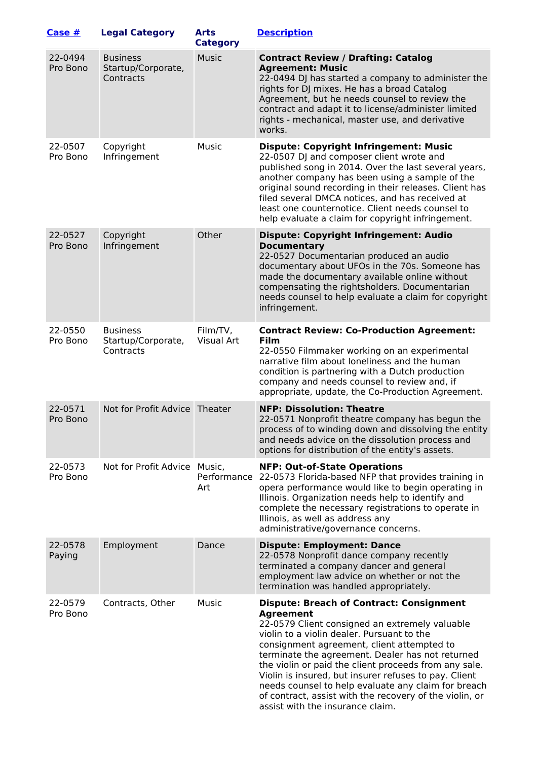| [Case #]() | Legal Category | Arts Category | [Description]() |
|---|---|---|---|
| 22-0494 Pro Bono | Business Startup/Corporate, Contracts | Music | **Contract Review / Drafting: Catalog Agreement: Music** 22-0494 DJ has started a company to administer the rights for DJ mixes. He has a broad Catalog Agreement, but he needs counsel to review the contract and adapt it to license/administer limited rights - mechanical, master use, and derivative works. |
| 22-0507 Pro Bono | Copyright Infringement | Music | **Dispute: Copyright Infringement: Music** 22-0507 DJ and composer client wrote and published song in 2014. Over the last several years, another company has been using a sample of the original sound recording in their releases. Client has filed several DMCA notices, and has received at least one counternotice. Client needs counsel to help evaluate a claim for copyright infringement. |
| 22-0527 Pro Bono | Copyright Infringement | Other | **Dispute: Copyright Infringement: Audio Documentary** 22-0527 Documentarian produced an audio documentary about UFOs in the 70s. Someone has made the documentary available online without compensating the rightsholders. Documentarian needs counsel to help evaluate a claim for copyright infringement. |
| 22-0550 Pro Bono | Business Startup/Corporate, Contracts | Film/TV, Visual Art | **Contract Review: Co-Production Agreement: Film** 22-0550 Filmmaker working on an experimental narrative film about loneliness and the human condition is partnering with a Dutch production company and needs counsel to review and, if appropriate, update, the Co-Production Agreement. |
| 22-0571 Pro Bono | Not for Profit Advice | Theater | **NFP: Dissolution: Theatre** 22-0571 Nonprofit theatre company has begun the process of to winding down and dissolving the entity and needs advice on the dissolution process and options for distribution of the entity's assets. |
| 22-0573 Pro Bono | Not for Profit Advice | Music, Performance Art | **NFP: Out-of-State Operations** 22-0573 Florida-based NFP that provides training in opera performance would like to begin operating in Illinois. Organization needs help to identify and complete the necessary registrations to operate in Illinois, as well as address any administrative/governance concerns. |
| 22-0578 Paying | Employment | Dance | **Dispute: Employment: Dance** 22-0578 Nonprofit dance company recently terminated a company dancer and general employment law advice on whether or not the termination was handled appropriately. |
| 22-0579 Pro Bono | Contracts, Other | Music | **Dispute: Breach of Contract: Consignment Agreement** 22-0579 Client consigned an extremely valuable violin to a violin dealer. Pursuant to the consignment agreement, client attempted to terminate the agreement. Dealer has not returned the violin or paid the client proceeds from any sale. Violin is insured, but insurer refuses to pay. Client needs counsel to help evaluate any claim for breach of contract, assist with the recovery of the violin, or assist with the insurance claim. |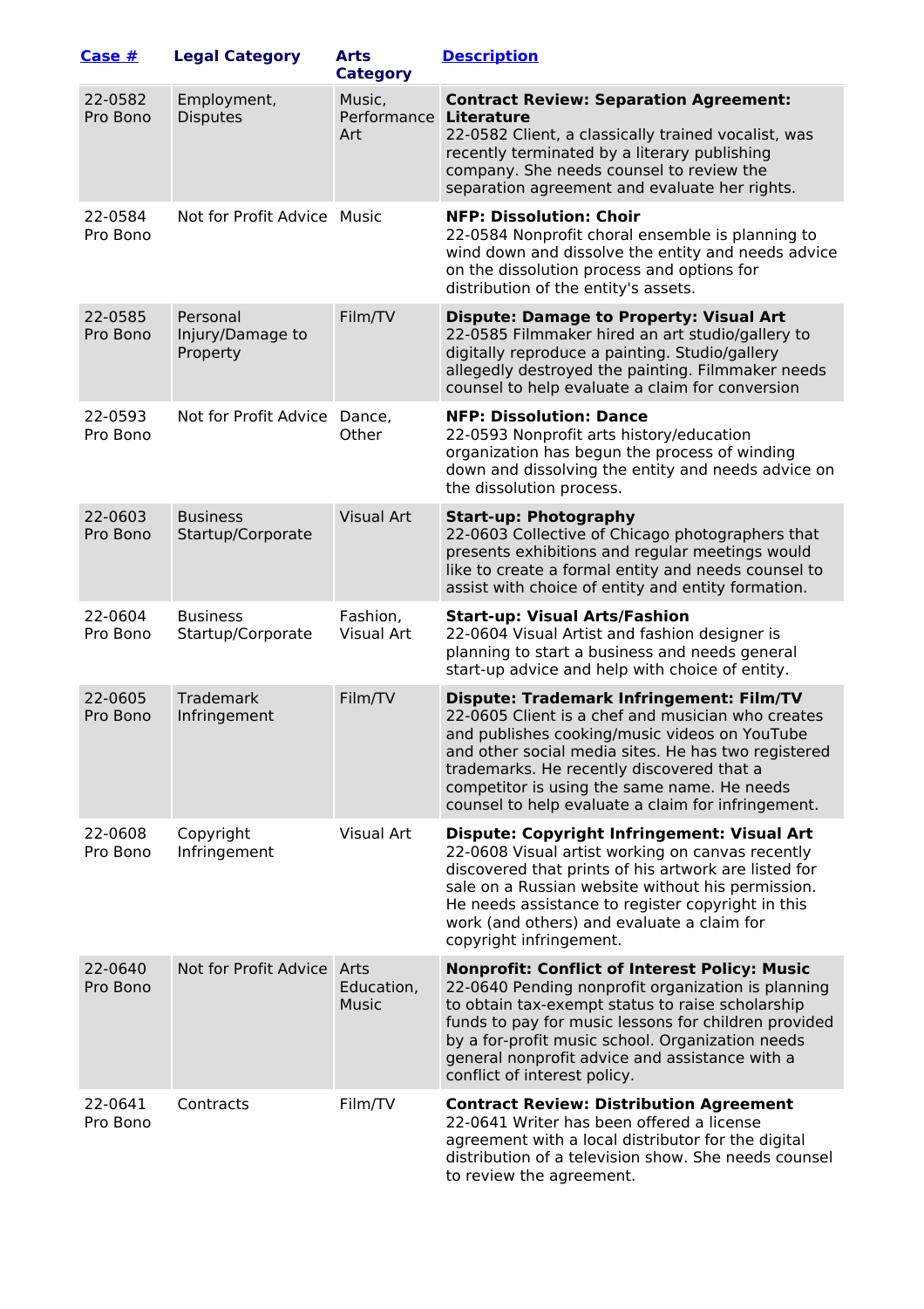| [Case #]() | Legal Category | Arts Category | [Description]() |
|---|---|---|---|
| 22-0582 Pro Bono | Employment, Disputes | Music, Performance Art | **Contract Review: Separation Agreement: Literature** 22-0582 Client, a classically trained vocalist, was recently terminated by a literary publishing company. She needs counsel to review the separation agreement and evaluate her rights. |
| 22-0584 Pro Bono | Not for Profit Advice | Music | **NFP: Dissolution: Choir** 22-0584 Nonprofit choral ensemble is planning to wind down and dissolve the entity and needs advice on the dissolution process and options for distribution of the entity's assets. |
| 22-0585 Pro Bono | Personal Injury/Damage to Property | Film/TV | **Dispute: Damage to Property: Visual Art** 22-0585 Filmmaker hired an art studio/gallery to digitally reproduce a painting. Studio/gallery allegedly destroyed the painting. Filmmaker needs counsel to help evaluate a claim for conversion |
| 22-0593 Pro Bono | Not for Profit Advice | Dance, Other | **NFP: Dissolution: Dance** 22-0593 Nonprofit arts history/education organization has begun the process of winding down and dissolving the entity and needs advice on the dissolution process. |
| 22-0603 Pro Bono | Business Startup/Corporate | Visual Art | **Start-up: Photography** 22-0603 Collective of Chicago photographers that presents exhibitions and regular meetings would like to create a formal entity and needs counsel to assist with choice of entity and entity formation. |
| 22-0604 Pro Bono | Business Startup/Corporate | Fashion, Visual Art | **Start-up: Visual Arts/Fashion** 22-0604 Visual Artist and fashion designer is planning to start a business and needs general start-up advice and help with choice of entity. |
| 22-0605 Pro Bono | Trademark Infringement | Film/TV | **Dispute: Trademark Infringement: Film/TV** 22-0605 Client is a chef and musician who creates and publishes cooking/music videos on YouTube and other social media sites. He has two registered trademarks. He recently discovered that a competitor is using the same name. He needs counsel to help evaluate a claim for infringement. |
| 22-0608 Pro Bono | Copyright Infringement | Visual Art | **Dispute: Copyright Infringement: Visual Art** 22-0608 Visual artist working on canvas recently discovered that prints of his artwork are listed for sale on a Russian website without his permission. He needs assistance to register copyright in this work (and others) and evaluate a claim for copyright infringement. |
| 22-0640 Pro Bono | Not for Profit Advice | Arts Education, Music | **Nonprofit: Conflict of Interest Policy: Music** 22-0640 Pending nonprofit organization is planning to obtain tax-exempt status to raise scholarship funds to pay for music lessons for children provided by a for-profit music school. Organization needs general nonprofit advice and assistance with a conflict of interest policy. |
| 22-0641 Pro Bono | Contracts | Film/TV | **Contract Review: Distribution Agreement** 22-0641 Writer has been offered a license agreement with a local distributor for the digital distribution of a television show. She needs counsel to review the agreement. |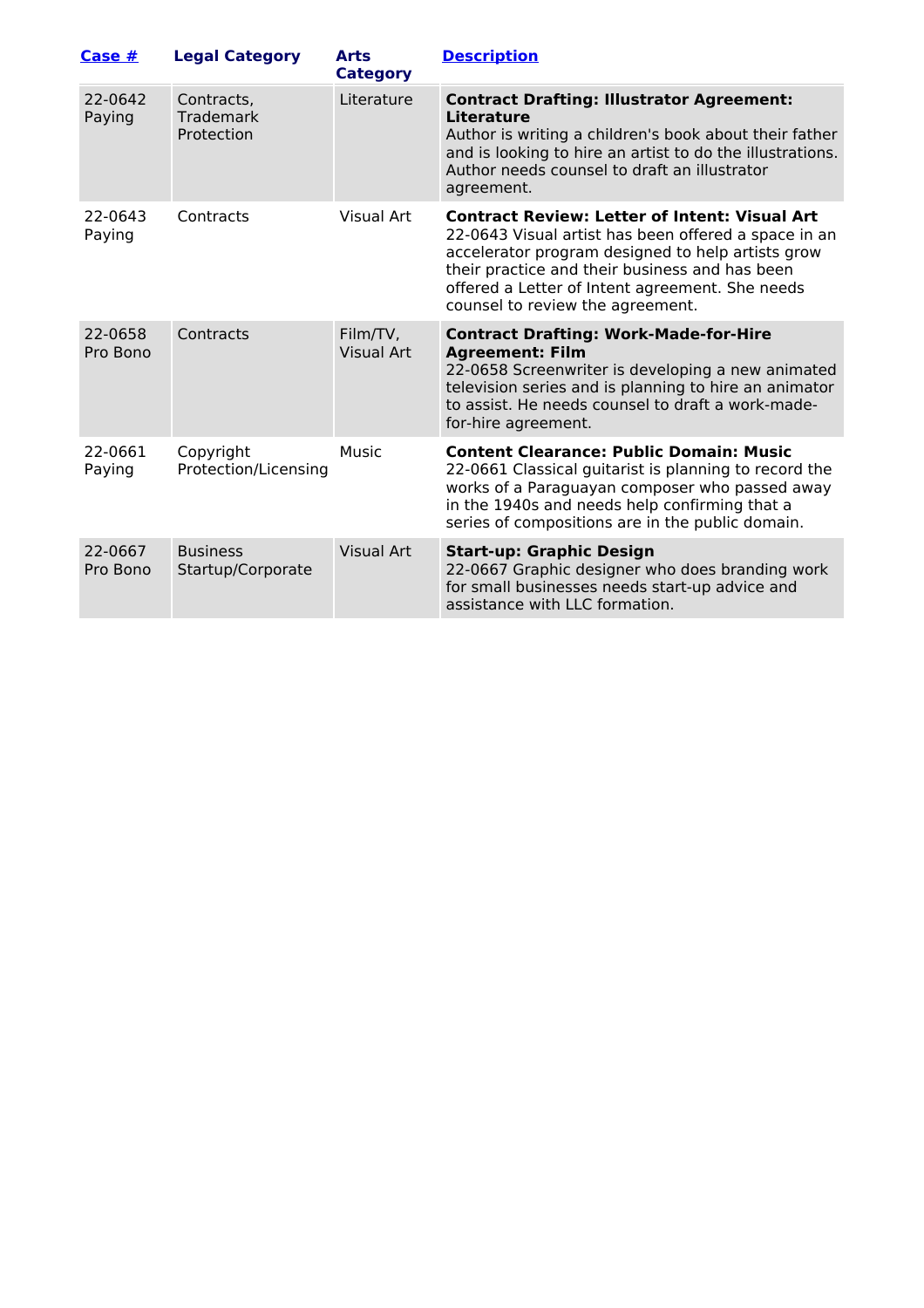| [Case #]() | Legal Category | Arts Category | [Description]() |
|---|---|---|---|
| 22-0642 Paying | Contracts, Trademark Protection | Literature | **Contract Drafting: Illustrator Agreement: Literature** Author is writing a children's book about their father and is looking to hire an artist to do the illustrations. Author needs counsel to draft an illustrator agreement. |
| 22-0643 Paying | Contracts | Visual Art | **Contract Review: Letter of Intent: Visual Art** 22-0643 Visual artist has been offered a space in an accelerator program designed to help artists grow their practice and their business and has been offered a Letter of Intent agreement. She needs counsel to review the agreement. |
| 22-0658 Pro Bono | Contracts | Film/TV, Visual Art | **Contract Drafting: Work-Made-for-Hire Agreement: Film** 22-0658 Screenwriter is developing a new animated television series and is planning to hire an animator to assist. He needs counsel to draft a work-made-for-hire agreement. |
| 22-0661 Paying | Copyright Protection/Licensing | Music | **Content Clearance: Public Domain: Music** 22-0661 Classical guitarist is planning to record the works of a Paraguayan composer who passed away in the 1940s and needs help confirming that a series of compositions are in the public domain. |
| 22-0667 Pro Bono | Business Startup/Corporate | Visual Art | **Start-up: Graphic Design** 22-0667 Graphic designer who does branding work for small businesses needs start-up advice and assistance with LLC formation. |